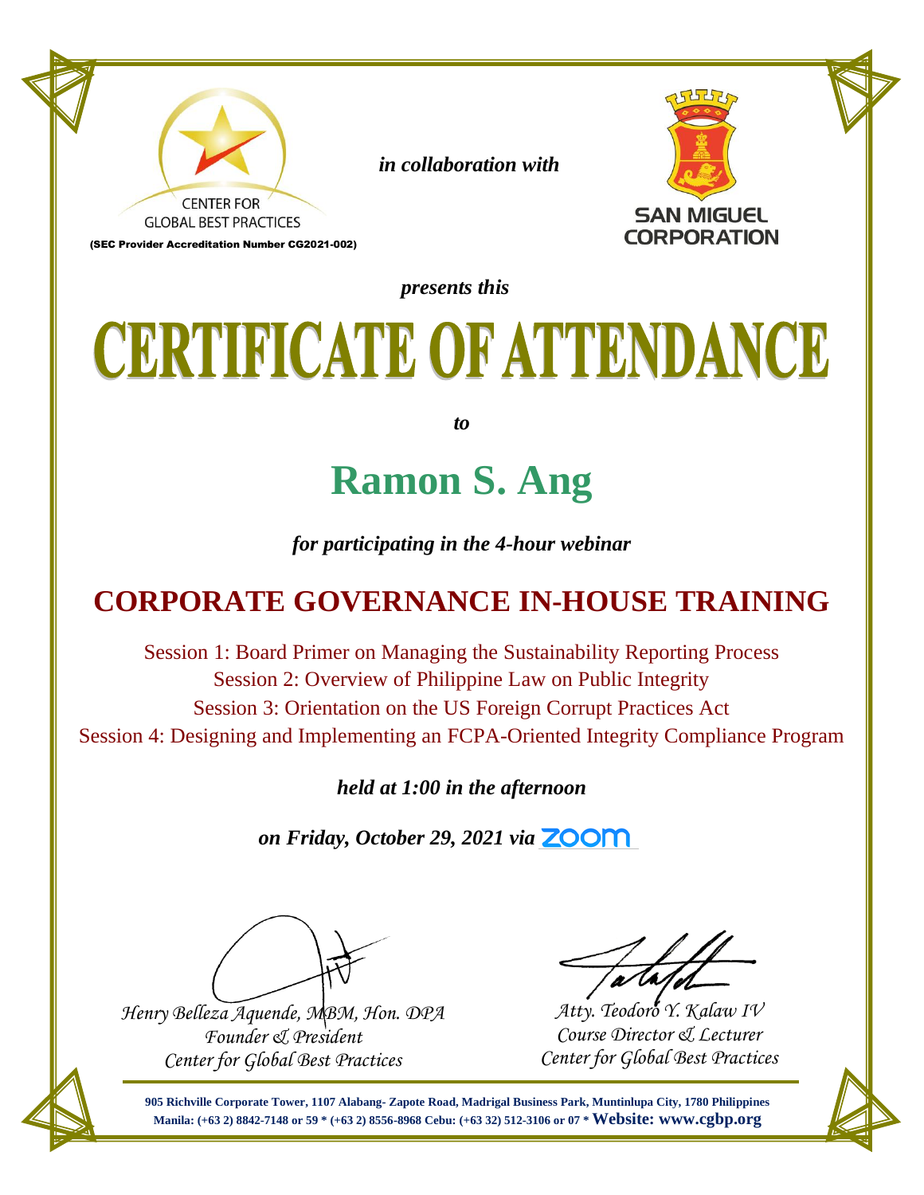CENTER FOR GLOBAL BEST PRACTICES

(SEC Provider Accreditation Number CG2021-002)

*in collaboration with*

SAN MIGUEL CORPORATION

*presents this*

# CERTIFICATE OF ATTENDANCE

*to*

## Ramon S. Ang

*for participating in the 4-hour webinar*

## CORPORATE GOVERNANCE IN-HOUSE TRAINING

Session 1: Board Primer on Managing the Sustainability Reporting Process
Session 2: Overview of Philippine Law on Public Integrity
Session 3: Orientation on the US Foreign Corrupt Practices Act
Session 4: Designing and Implementing an FCPA-Oriented Integrity Compliance Program

*held at 1:00 in the afternoon*

*on Friday, October 29, 2021 via* ZOOM

*Henry Belleza Aquende, MBM, Hon. DPA*
*Founder & President*
*Center for Global Best Practices*

*Atty. Teodoro Y. Kalaw IV*
*Course Director & Lecturer*
*Center for Global Best Practices*

**905 Richville Corporate Tower, 1107 Alabang- Zapote Road, Madrigal Business Park, Muntinlupa City, 1780 Philippines**
**Manila: (+63 2) 8842-7148 or 59 * (+63 2) 8556-8968 Cebu: (+63 32) 512-3106 or 07 * Website: www.cgbp.org**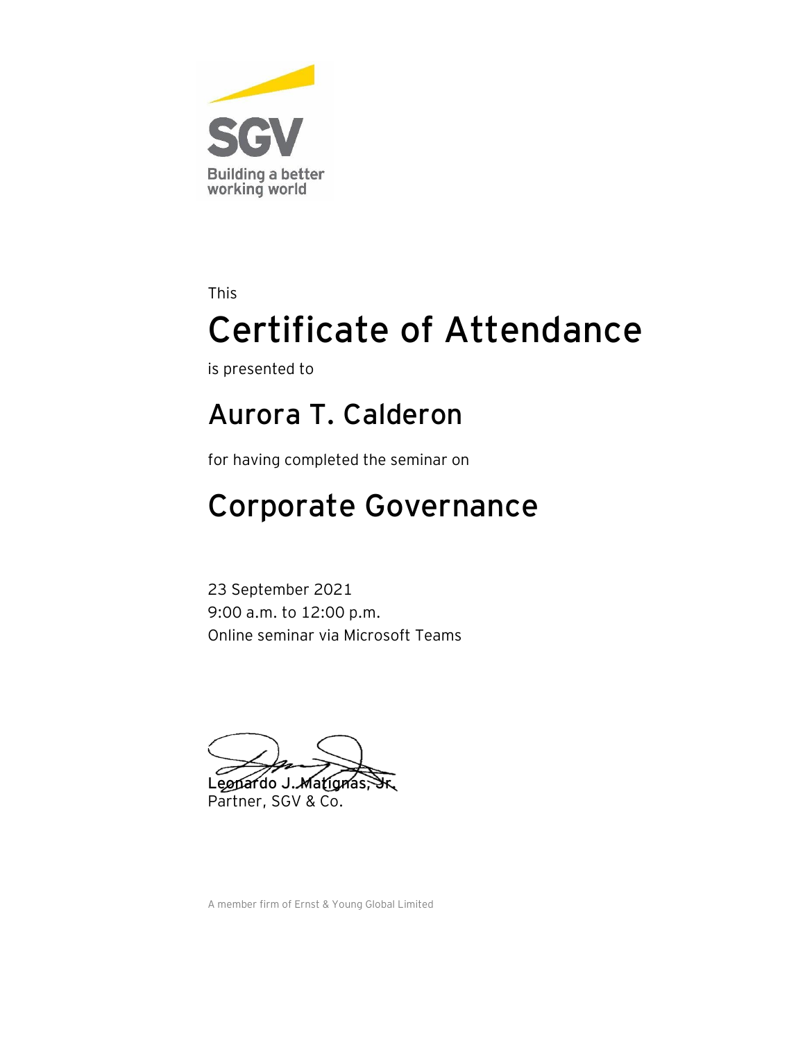SGV

Building a better working world

This

# Certificate of Attendance

is presented to

## Aurora T. Calderon

for having completed the seminar on

## Corporate Governance

23 September 2021
9:00 a.m. to 12:00 p.m.
Online seminar via Microsoft Teams

**Leonardo J. Matignas, Jr.**
Partner, SGV & Co.

A member firm of Ernst & Young Global Limited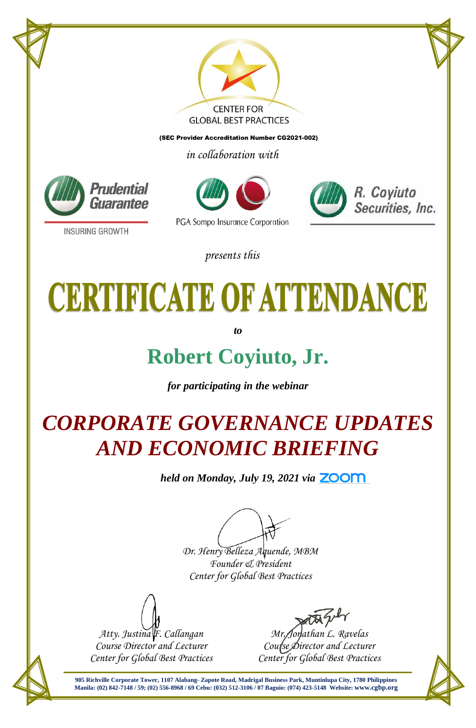CENTER FOR
GLOBAL BEST PRACTICES

(SEC Provider Accreditation Number CG2021-002)

*in collaboration with*

Prudential Guarantee
INSURING GROWTH

PGA Sompo Insurance Corporation

R. Coyiuto Securities, Inc.

*presents this*

# CERTIFICATE OF ATTENDANCE

***to***

## Robert Coyiuto, Jr.

***for participating in the webinar***

# *CORPORATE GOVERNANCE UPDATES AND ECONOMIC BRIEFING*

***held on Monday, July 19, 2021 via*** zoom

*Dr. Henry Belleza Aquende, MBM*
*Founder & President*
*Center for Global Best Practices*

*Atty. Justina F. Callangan*
*Course Director and Lecturer*
*Center for Global Best Practices*

*Mr. Jonathan L. Ravelas*
*Course Director and Lecturer*
*Center for Global Best Practices*

**905 Richville Corporate Tower, 1107 Alabang- Zapote Road, Madrigal Business Park, Muntinlupa City, 1780 Philippines**
**Manila: (02) 842-7148 / 59; (02) 556-8968 / 69 Cebu: (032) 512-3106 / 07 Baguio: (074) 423-5148 Website: www.cgbp.org**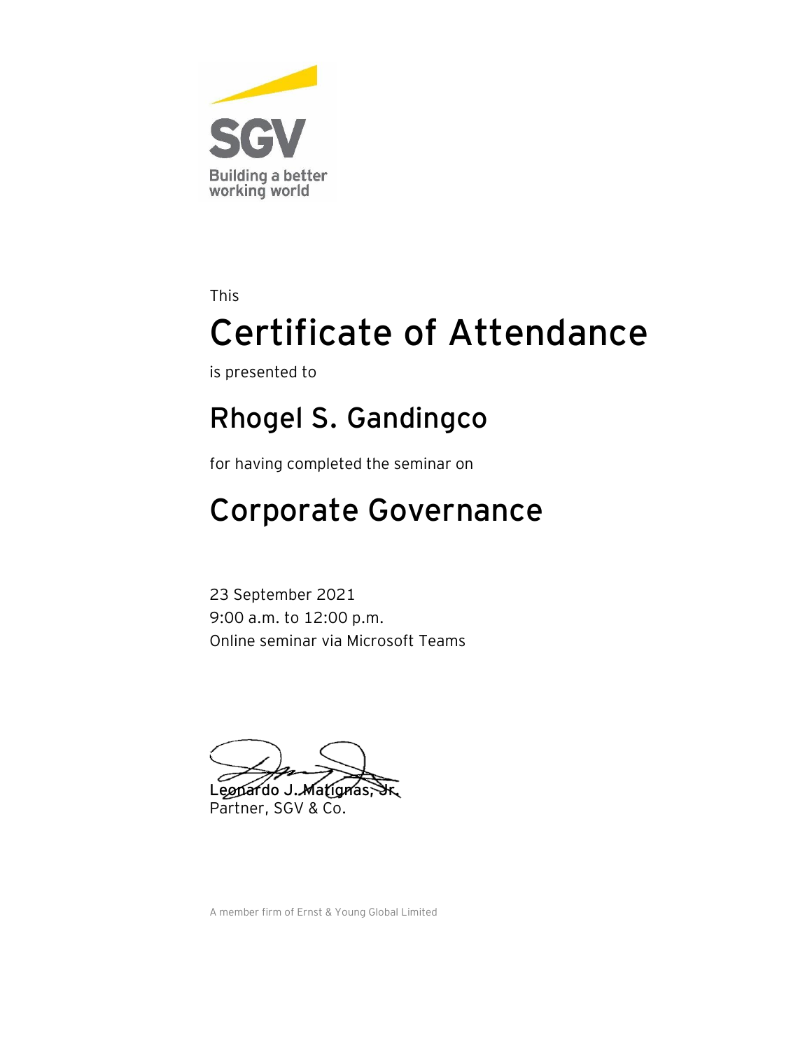SGV

Building a better working world

This

# Certificate of Attendance

is presented to

## Rhogel S. Gandingco

for having completed the seminar on

## Corporate Governance

23 September 2021
9:00 a.m. to 12:00 p.m.
Online seminar via Microsoft Teams

Leonardo J. Matignas, Jr.
Partner, SGV & Co.

A member firm of Ernst & Young Global Limited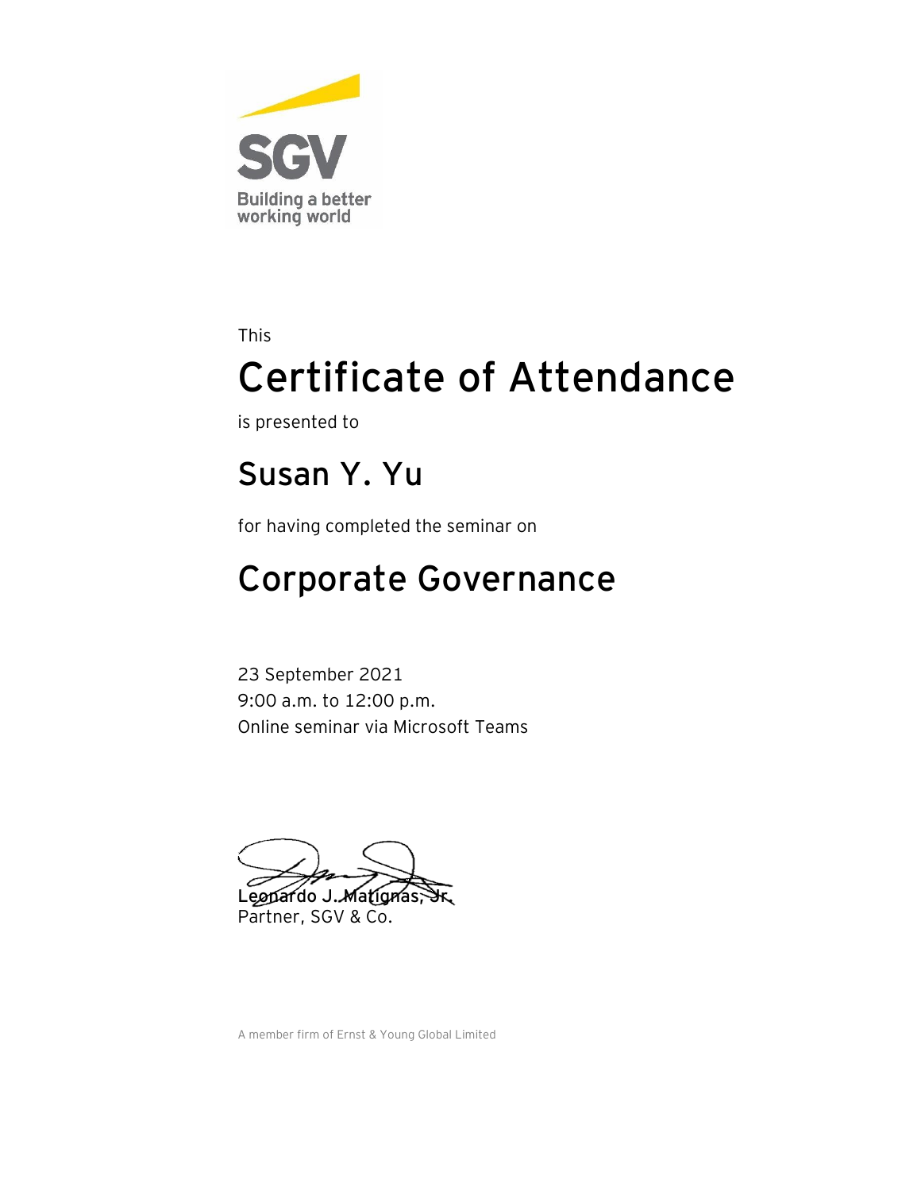SGV

Building a better working world

This

# Certificate of Attendance

is presented to

## Susan Y. Yu

for having completed the seminar on

## Corporate Governance

23 September 2021
9:00 a.m. to 12:00 p.m.
Online seminar via Microsoft Teams

Leonardo J. Matignas, Jr.
Partner, SGV & Co.

A member firm of Ernst & Young Global Limited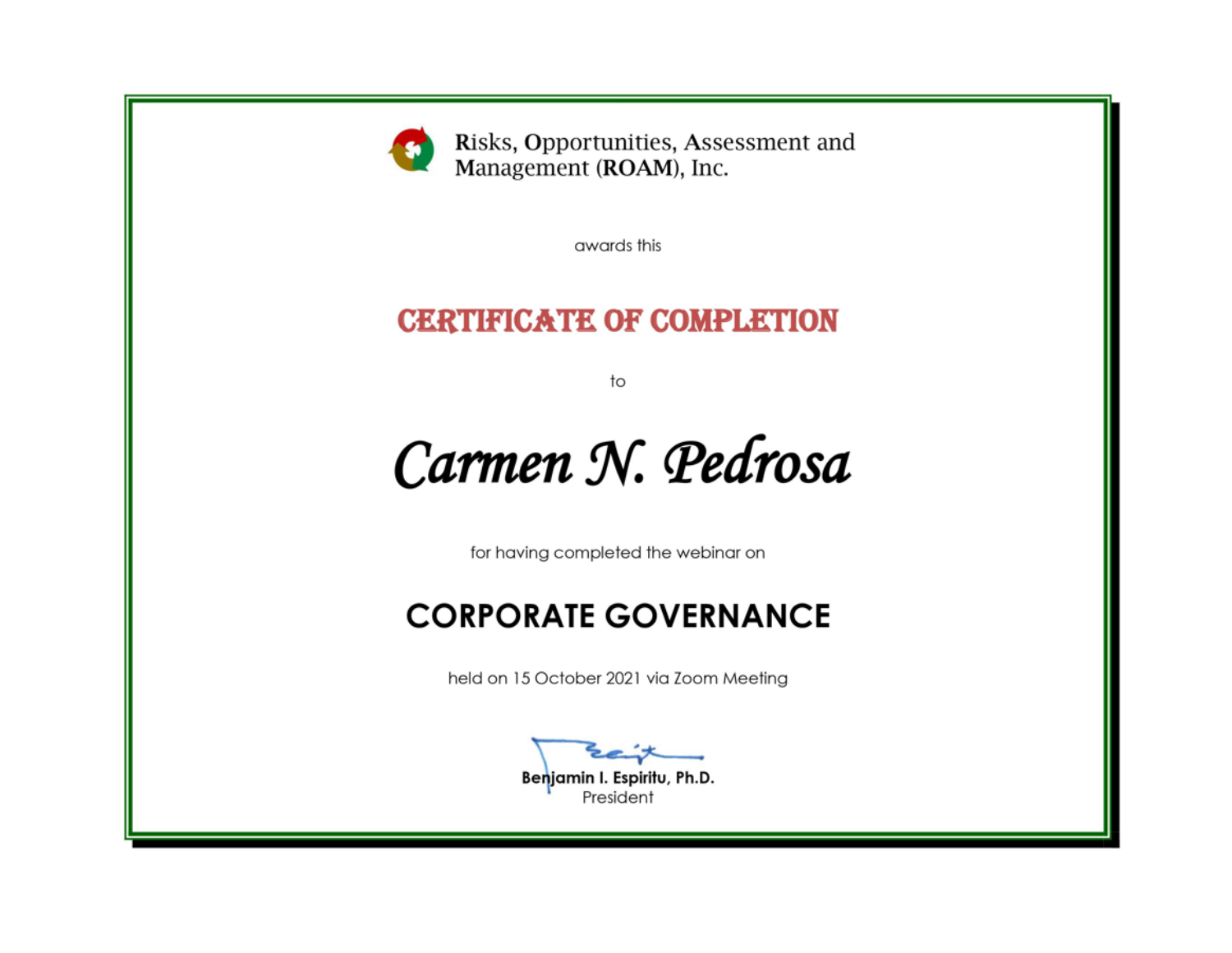**R**isks, **O**pportunities, **A**ssessment and **M**anagement (**ROAM**), Inc.

awards this

# CERTIFICATE OF COMPLETION

to

## *Carmen N. Pedrosa*

for having completed the webinar on

## CORPORATE GOVERNANCE

held on 15 October 2021 via Zoom Meeting

**Benjamin I. Espiritu, Ph.D.**
President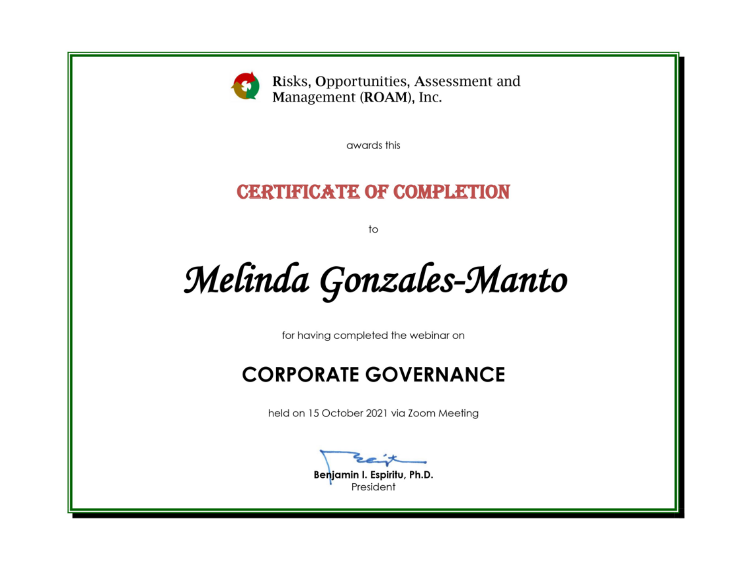**R**isks, **O**pportunities, **A**ssessment and **M**anagement (**ROAM**), Inc.

awards this

# CERTIFICATE OF COMPLETION

to

## *Melinda Gonzales-Manto*

for having completed the webinar on

## CORPORATE GOVERNANCE

held on 15 October 2021 via Zoom Meeting

**Benjamin I. Espiritu, Ph.D.**
President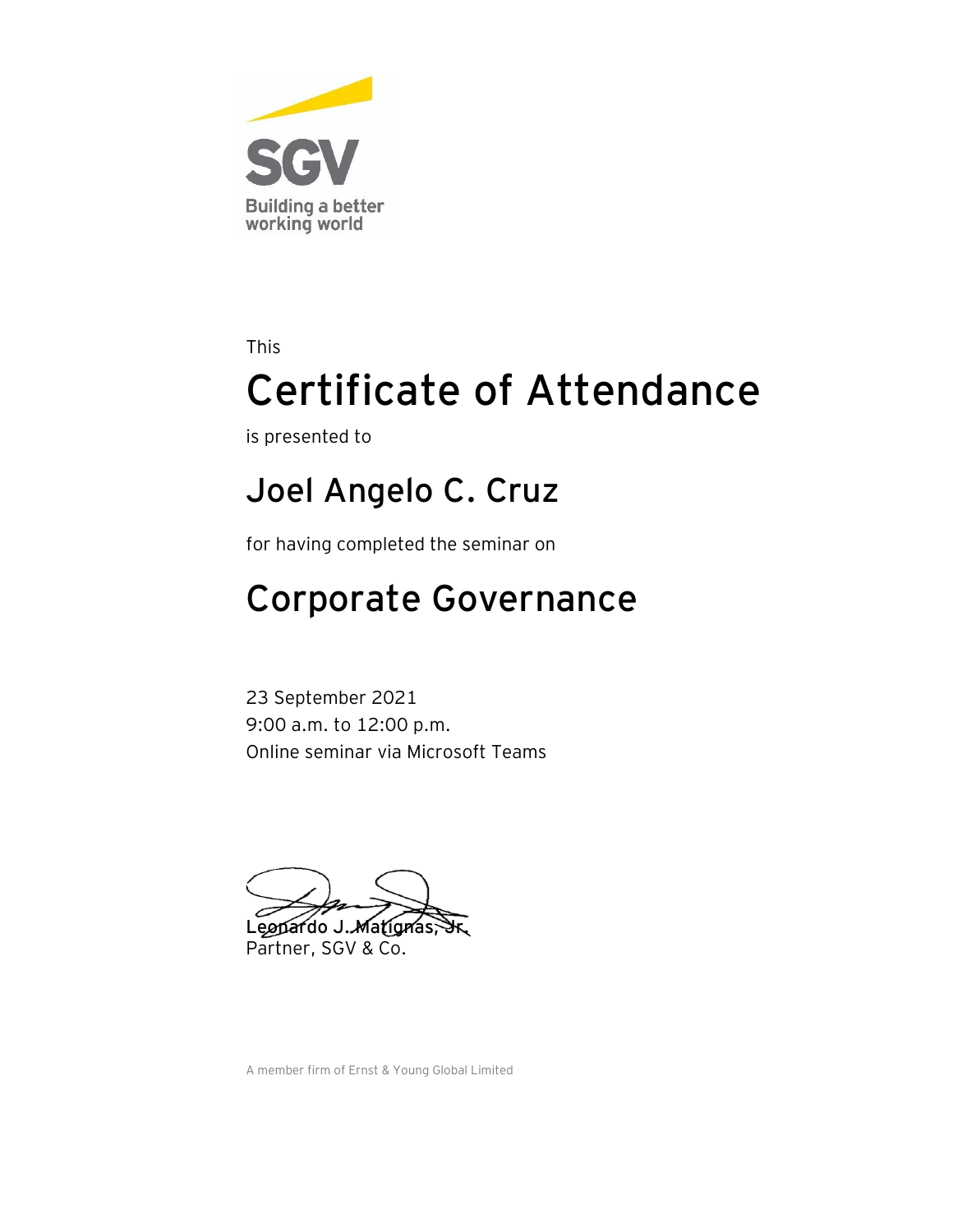SGV

Building a better working world

This

# Certificate of Attendance

is presented to

## Joel Angelo C. Cruz

for having completed the seminar on

## Corporate Governance

23 September 2021
9:00 a.m. to 12:00 p.m.
Online seminar via Microsoft Teams

Leonardo J. Matignas, Jr.
Partner, SGV & Co.

A member firm of Ernst & Young Global Limited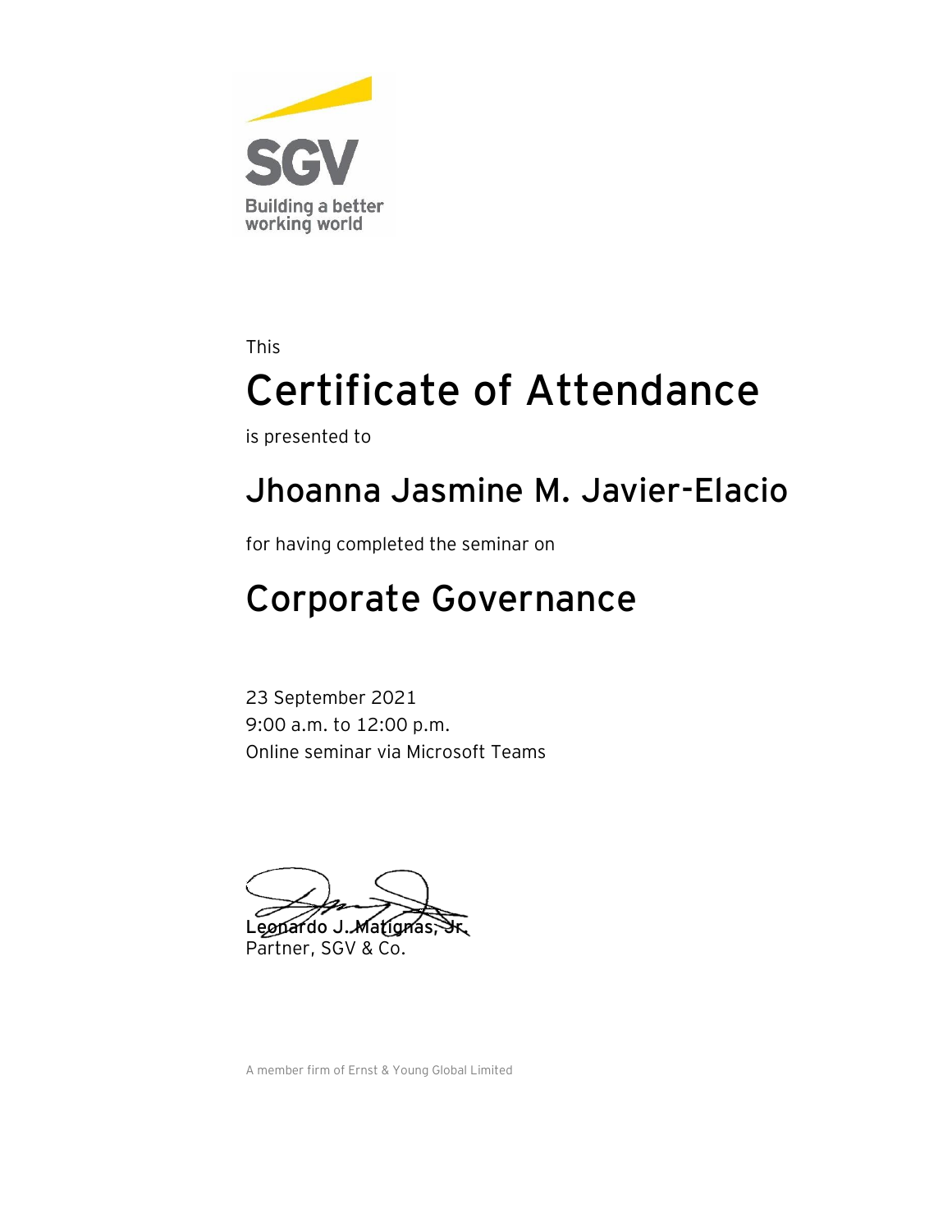SGV

Building a better working world

This

# Certificate of Attendance

is presented to

## Jhoanna Jasmine M. Javier-Elacio

for having completed the seminar on

## Corporate Governance

23 September 2021
9:00 a.m. to 12:00 p.m.
Online seminar via Microsoft Teams

**Leonardo J. Matignas, Jr.**
Partner, SGV & Co.

A member firm of Ernst & Young Global Limited